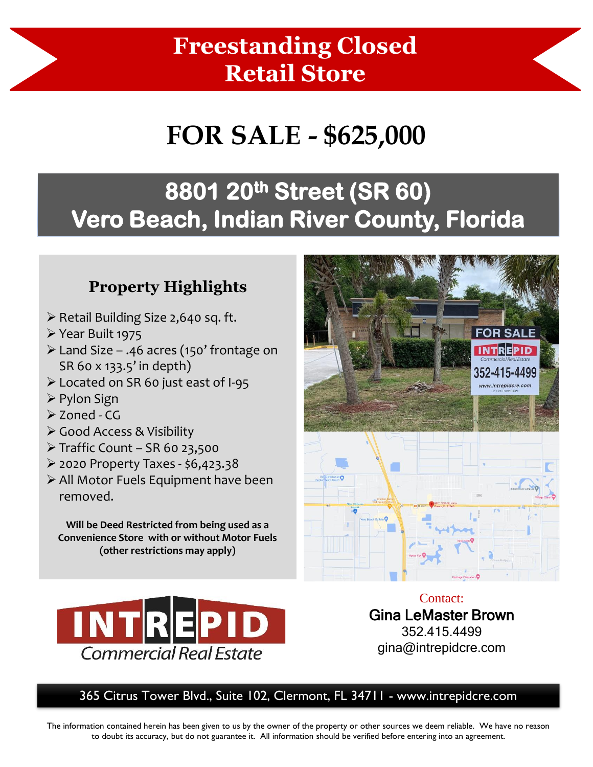# Freestanding Closed Retail Store

# FOR SALE - $625,000

## 8801 20th Street (SR 60)
## Vero Beach, Indian River County, Florida

### Property Highlights

- Retail Building Size 2,640 sq. ft.
- Year Built 1975
- Land Size – .46 acres (150' frontage on SR 60 x 133.5' in depth)
- Located on SR 60 just east of I-95
- Pylon Sign
- Zoned - CG
- Good Access & Visibility
- Traffic Count – SR 60 23,500
- 2020 Property Taxes - $6,423.38
- All Motor Fuels Equipment have been removed.

**Will be Deed Restricted from being used as a Convenience Store with or without Motor Fuels (other restrictions may apply)**

INTREPID Commercial Real Estate

Contact:
**Gina LeMaster Brown**
352.415.4499
gina@intrepidcre.com

365 Citrus Tower Blvd., Suite 102, Clermont, FL 34711 - www.intrepidcre.com

The information contained herein has been given to us by the owner of the property or other sources we deem reliable. We have no reason to doubt its accuracy, but do not guarantee it. All information should be verified before entering into an agreement.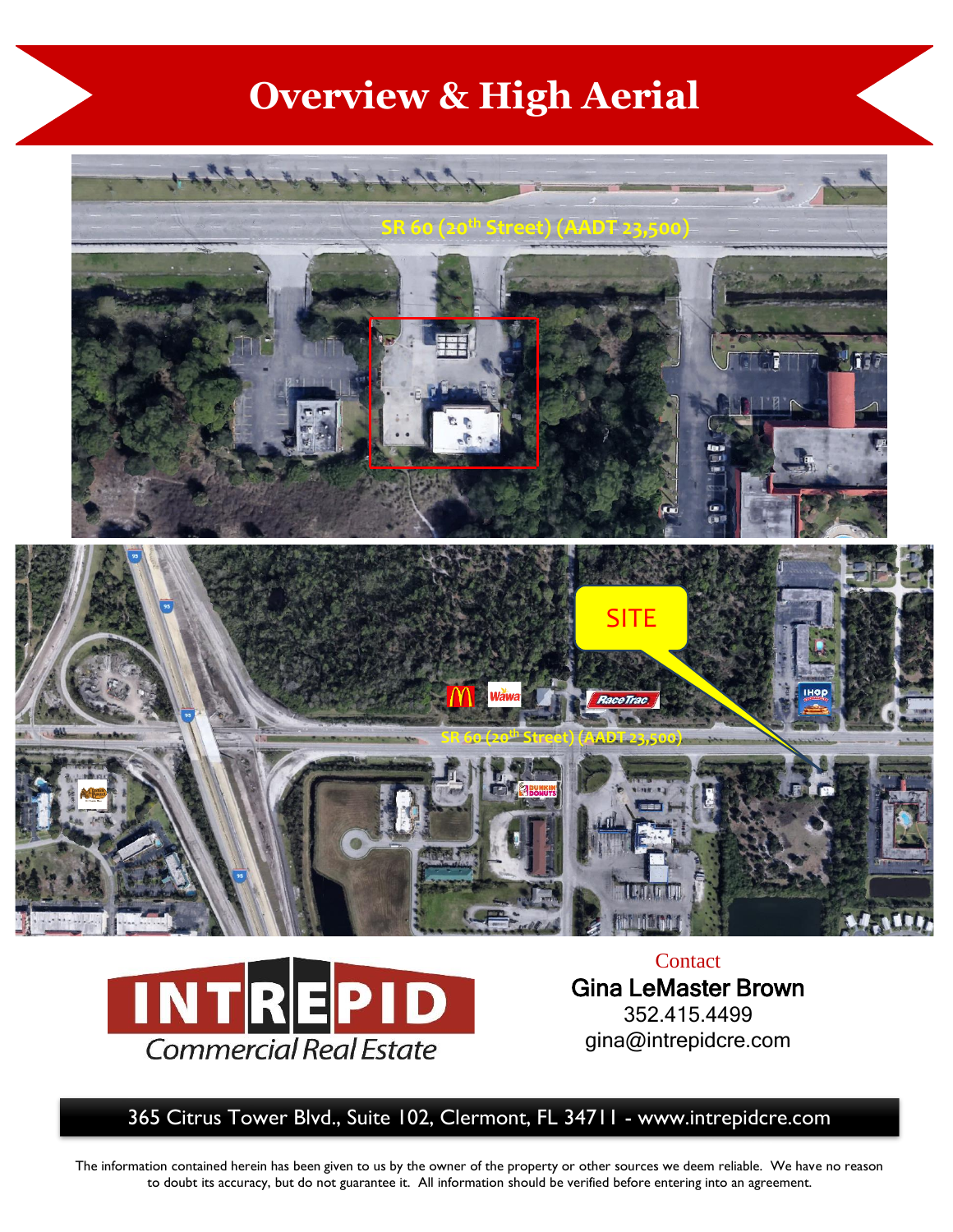# Overview & High Aerial

SR 60 (20th Street) (AADT 23,500)

SITE

SR 60 (20th Street) (AADT 23,500)

INTREPID Commercial Real Estate

Contact

**Gina LeMaster Brown**
352.415.4499
gina@intrepidcre.com

365 Citrus Tower Blvd., Suite 102, Clermont, FL 34711 - www.intrepidcre.com

The information contained herein has been given to us by the owner of the property or other sources we deem reliable. We have no reason to doubt its accuracy, but do not guarantee it. All information should be verified before entering into an agreement.